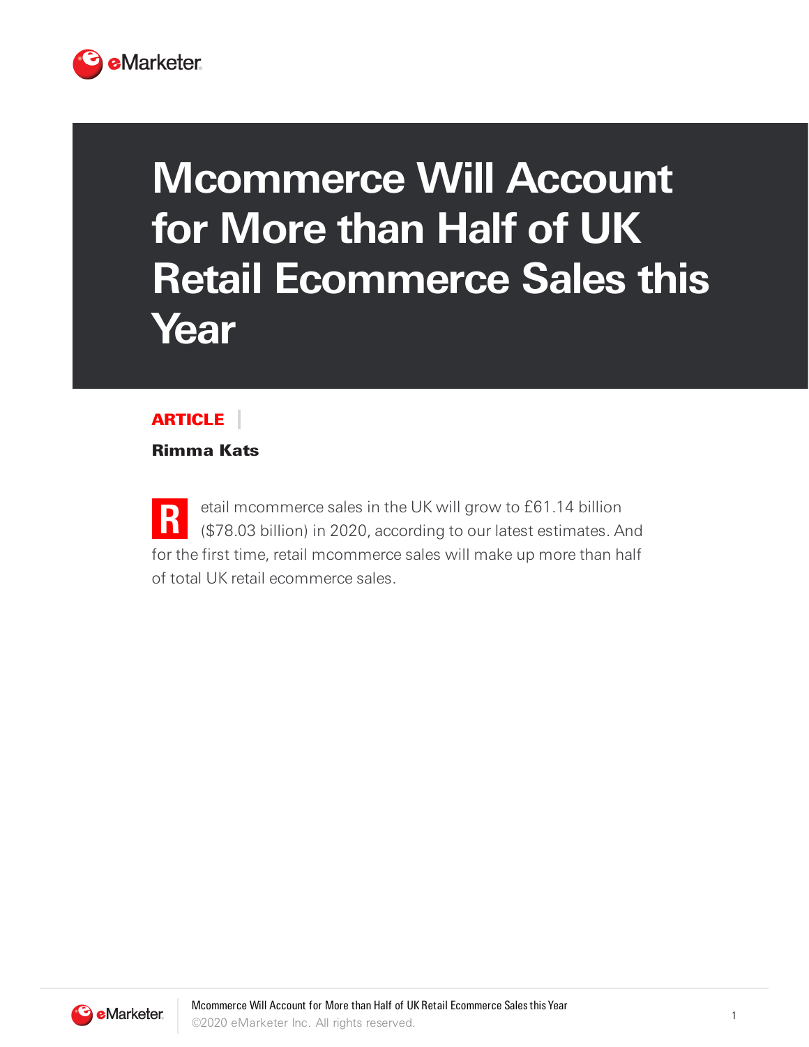# Mcommerce Will Account for More than Half of UK Retail Ecommerce Sales this Year

**ARTICLE**

**Rimma Kats**

Retail mcommerce sales in the UK will grow to £61.14 billion ($78.03 billion) in 2020, according to our latest estimates. And for the first time, retail mcommerce sales will make up more than half of total UK retail ecommerce sales.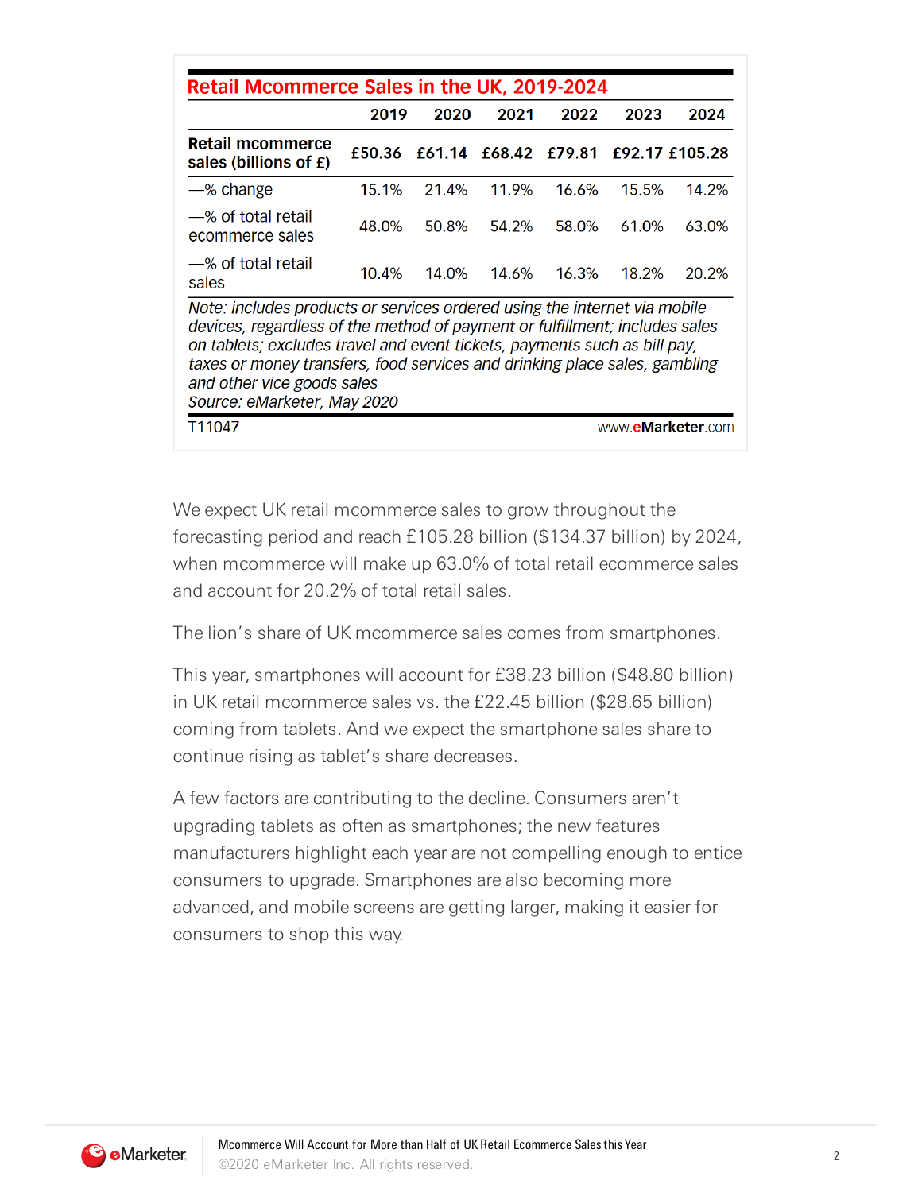**Retail Mcommerce Sales in the UK, 2019-2024**

| | 2019 | 2020 | 2021 | 2022 | 2023 | 2024 |
|---|---|---|---|---|---|---|
| **Retail mcommerce sales (billions of £)** | **£50.36** | **£61.14** | **£68.42** | **£79.81** | **£92.17** | **£105.28** |
| —% change | 15.1% | 21.4% | 11.9% | 16.6% | 15.5% | 14.2% |
| —% of total retail ecommerce sales | 48.0% | 50.8% | 54.2% | 58.0% | 61.0% | 63.0% |
| —% of total retail sales | 10.4% | 14.0% | 14.6% | 16.3% | 18.2% | 20.2% |

*Note: includes products or services ordered using the internet via mobile devices, regardless of the method of payment or fulfillment; includes sales on tablets; excludes travel and event tickets, payments such as bill pay, taxes or money transfers, food services and drinking place sales, gambling and other vice goods sales*
*Source: eMarketer, May 2020*

T11047 www.eMarketer.com

We expect UK retail mcommerce sales to grow throughout the forecasting period and reach £105.28 billion ($134.37 billion) by 2024, when mcommerce will make up 63.0% of total retail ecommerce sales and account for 20.2% of total retail sales.

The lion's share of UK mcommerce sales comes from smartphones.

This year, smartphones will account for £38.23 billion ($48.80 billion) in UK retail mcommerce sales vs. the £22.45 billion ($28.65 billion) coming from tablets. And we expect the smartphone sales share to continue rising as tablet's share decreases.

A few factors are contributing to the decline. Consumers aren't upgrading tablets as often as smartphones; the new features manufacturers highlight each year are not compelling enough to entice consumers to upgrade. Smartphones are also becoming more advanced, and mobile screens are getting larger, making it easier for consumers to shop this way.